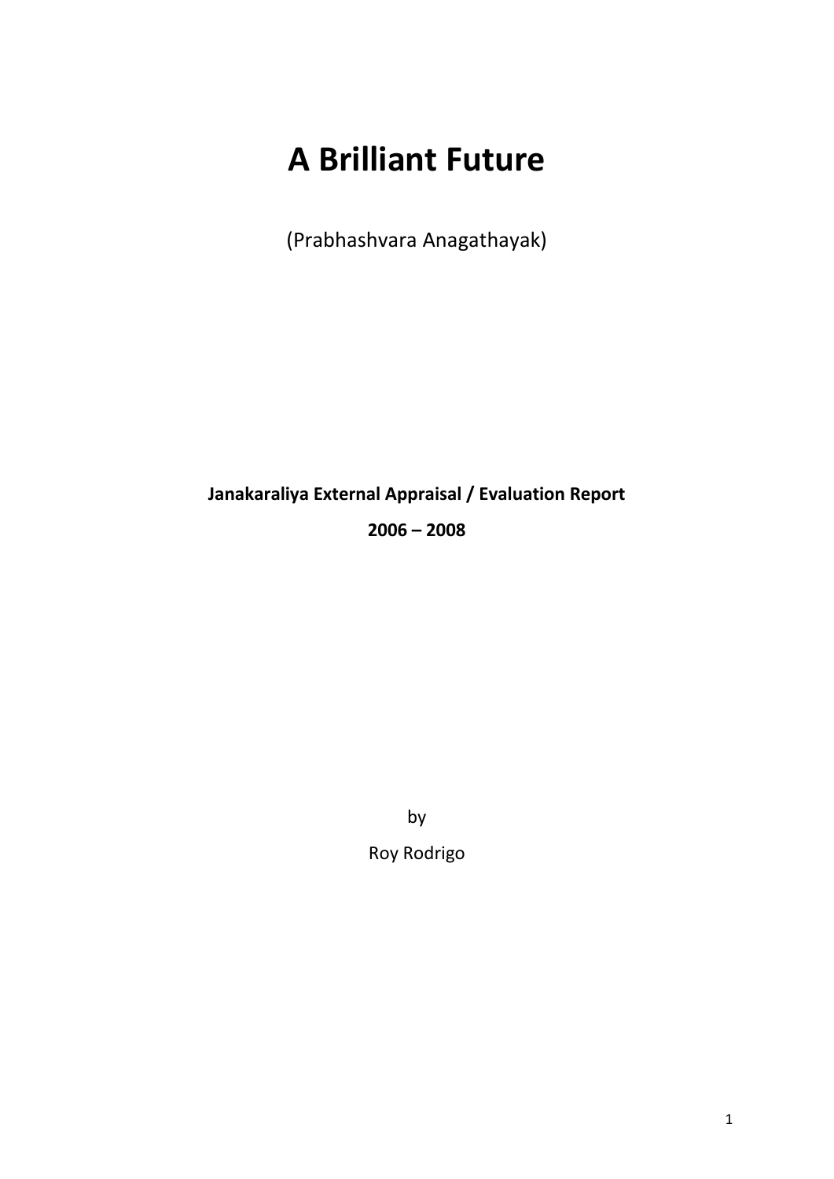# A Brilliant Future

(Prabhashvara Anagathayak)

**Janakaraliya External Appraisal / Evaluation Report**

**2006 – 2008**

by

Roy Rodrigo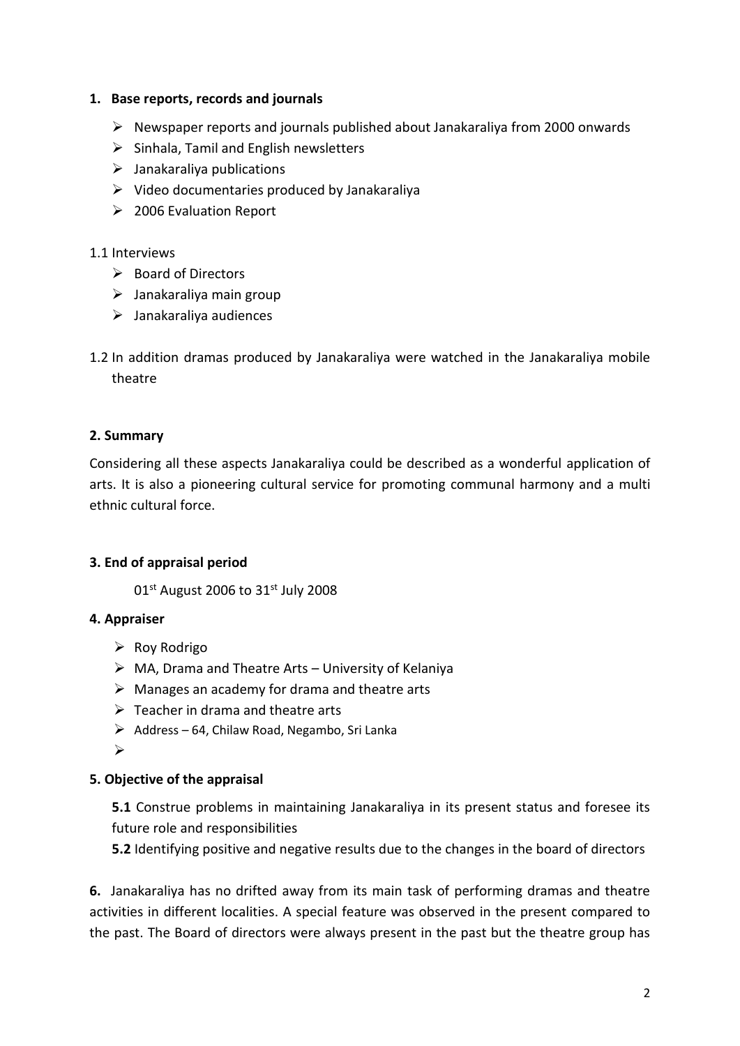**1. Base reports, records and journals**

- Newspaper reports and journals published about Janakaraliya from 2000 onwards
- Sinhala, Tamil and English newsletters
- Janakaraliya publications
- Video documentaries produced by Janakaraliya
- 2006 Evaluation Report

1.1 Interviews

- Board of Directors
- Janakaraliya main group
- Janakaraliya audiences

1.2 In addition dramas produced by Janakaraliya were watched in the Janakaraliya mobile theatre

**2. Summary**

Considering all these aspects Janakaraliya could be described as a wonderful application of arts. It is also a pioneering cultural service for promoting communal harmony and a multi ethnic cultural force.

**3. End of appraisal period**

01st August 2006 to 31st July 2008

**4. Appraiser**

- Roy Rodrigo
- MA, Drama and Theatre Arts – University of Kelaniya
- Manages an academy for drama and theatre arts
- Teacher in drama and theatre arts
- Address – 64, Chilaw Road, Negambo, Sri Lanka
- 

**5. Objective of the appraisal**

**5.1** Construe problems in maintaining Janakaraliya in its present status and foresee its future role and responsibilities

**5.2** Identifying positive and negative results due to the changes in the board of directors

**6.** Janakaraliya has no drifted away from its main task of performing dramas and theatre activities in different localities. A special feature was observed in the present compared to the past. The Board of directors were always present in the past but the theatre group has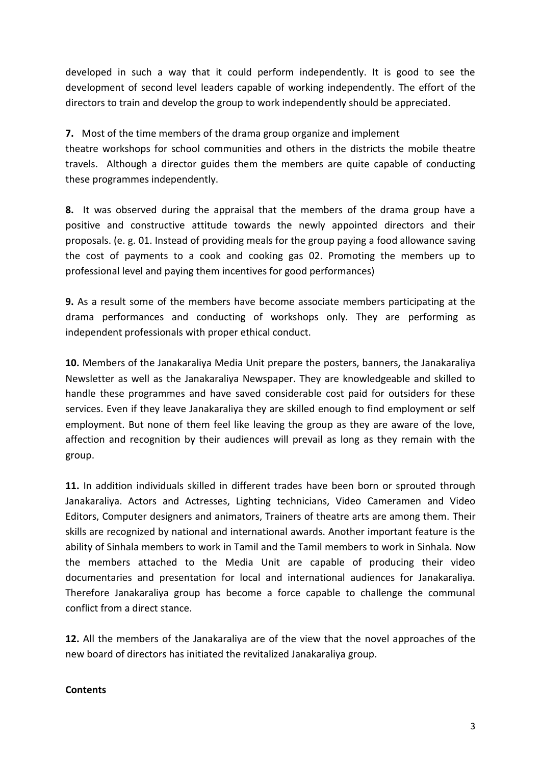developed in such a way that it could perform independently. It is good to see the development of second level leaders capable of working independently. The effort of the directors to train and develop the group to work independently should be appreciated.

**7.** Most of the time members of the drama group organize and implement theatre workshops for school communities and others in the districts the mobile theatre travels. Although a director guides them the members are quite capable of conducting these programmes independently.

**8.** It was observed during the appraisal that the members of the drama group have a positive and constructive attitude towards the newly appointed directors and their proposals. (e. g. 01. Instead of providing meals for the group paying a food allowance saving the cost of payments to a cook and cooking gas 02. Promoting the members up to professional level and paying them incentives for good performances)

**9.** As a result some of the members have become associate members participating at the drama performances and conducting of workshops only. They are performing as independent professionals with proper ethical conduct.

**10.** Members of the Janakaraliya Media Unit prepare the posters, banners, the Janakaraliya Newsletter as well as the Janakaraliya Newspaper. They are knowledgeable and skilled to handle these programmes and have saved considerable cost paid for outsiders for these services. Even if they leave Janakaraliya they are skilled enough to find employment or self employment. But none of them feel like leaving the group as they are aware of the love, affection and recognition by their audiences will prevail as long as they remain with the group.

**11.** In addition individuals skilled in different trades have been born or sprouted through Janakaraliya. Actors and Actresses, Lighting technicians, Video Cameramen and Video Editors, Computer designers and animators, Trainers of theatre arts are among them. Their skills are recognized by national and international awards. Another important feature is the ability of Sinhala members to work in Tamil and the Tamil members to work in Sinhala. Now the members attached to the Media Unit are capable of producing their video documentaries and presentation for local and international audiences for Janakaraliya. Therefore Janakaraliya group has become a force capable to challenge the communal conflict from a direct stance.

**12.** All the members of the Janakaraliya are of the view that the novel approaches of the new board of directors has initiated the revitalized Janakaraliya group.

**Contents**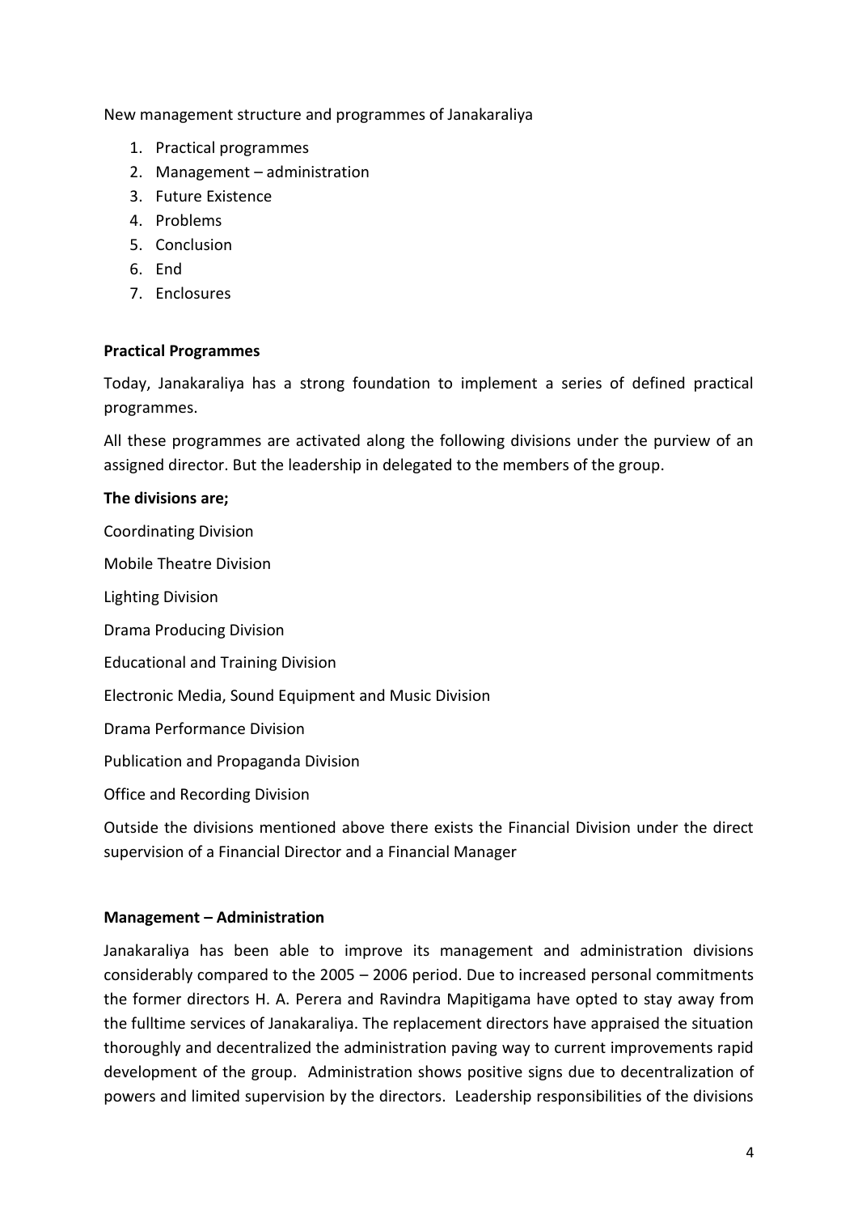New management structure and programmes of Janakaraliya

1. Practical programmes
2. Management – administration
3. Future Existence
4. Problems
5. Conclusion
6. End
7. Enclosures

**Practical Programmes**

Today, Janakaraliya has a strong foundation to implement a series of defined practical programmes.

All these programmes are activated along the following divisions under the purview of an assigned director. But the leadership in delegated to the members of the group.

**The divisions are;**

Coordinating Division

Mobile Theatre Division

Lighting Division

Drama Producing Division

Educational and Training Division

Electronic Media, Sound Equipment and Music Division

Drama Performance Division

Publication and Propaganda Division

Office and Recording Division

Outside the divisions mentioned above there exists the Financial Division under the direct supervision of a Financial Director and a Financial Manager

**Management – Administration**

Janakaraliya has been able to improve its management and administration divisions considerably compared to the 2005 – 2006 period. Due to increased personal commitments the former directors H. A. Perera and Ravindra Mapitigama have opted to stay away from the fulltime services of Janakaraliya. The replacement directors have appraised the situation thoroughly and decentralized the administration paving way to current improvements rapid development of the group. Administration shows positive signs due to decentralization of powers and limited supervision by the directors. Leadership responsibilities of the divisions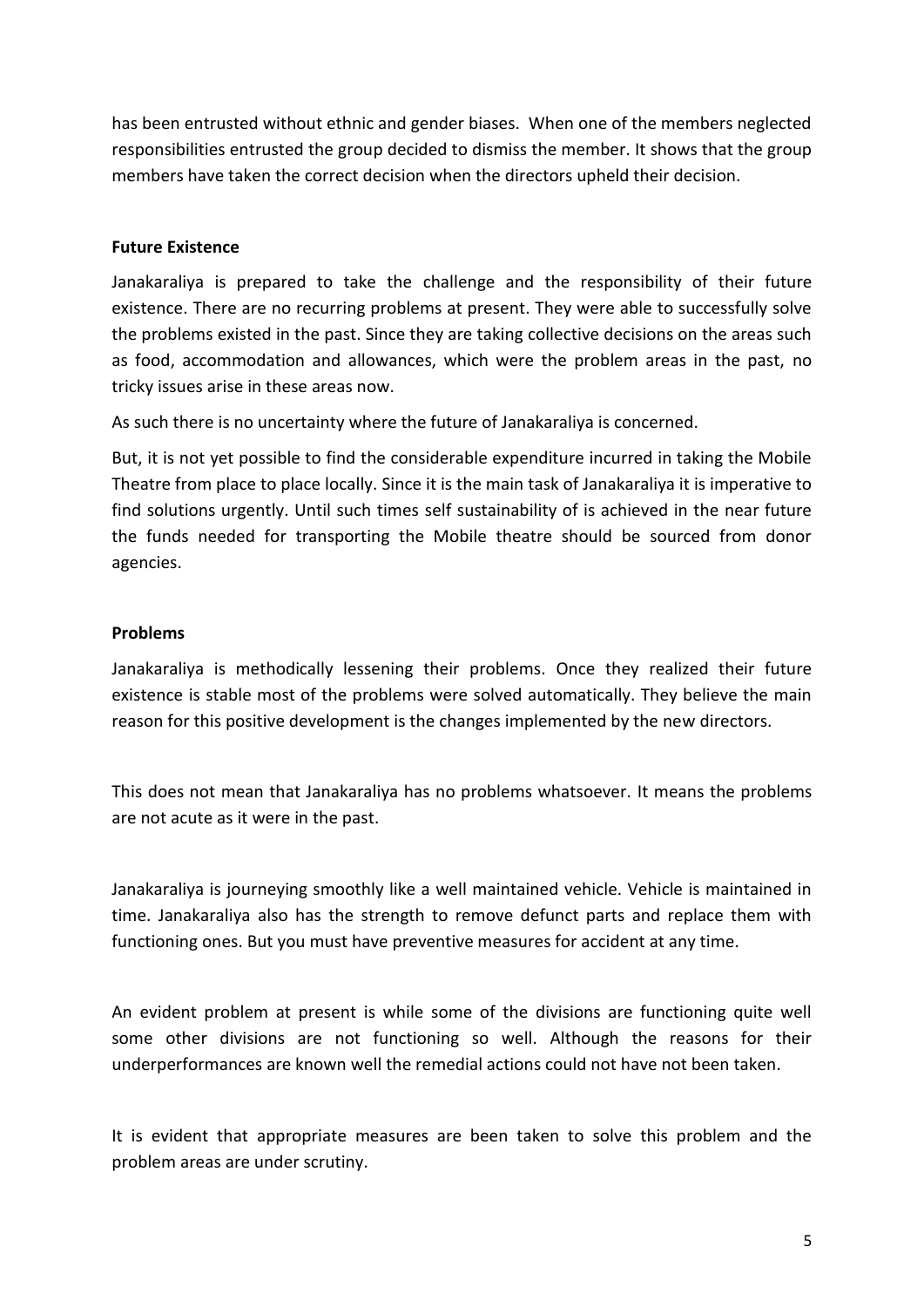has been entrusted without ethnic and gender biases. When one of the members neglected responsibilities entrusted the group decided to dismiss the member. It shows that the group members have taken the correct decision when the directors upheld their decision.

**Future Existence**

Janakaraliya is prepared to take the challenge and the responsibility of their future existence. There are no recurring problems at present. They were able to successfully solve the problems existed in the past. Since they are taking collective decisions on the areas such as food, accommodation and allowances, which were the problem areas in the past, no tricky issues arise in these areas now.

As such there is no uncertainty where the future of Janakaraliya is concerned.

But, it is not yet possible to find the considerable expenditure incurred in taking the Mobile Theatre from place to place locally. Since it is the main task of Janakaraliya it is imperative to find solutions urgently. Until such times self sustainability of is achieved in the near future the funds needed for transporting the Mobile theatre should be sourced from donor agencies.

**Problems**

Janakaraliya is methodically lessening their problems. Once they realized their future existence is stable most of the problems were solved automatically. They believe the main reason for this positive development is the changes implemented by the new directors.

This does not mean that Janakaraliya has no problems whatsoever. It means the problems are not acute as it were in the past.

Janakaraliya is journeying smoothly like a well maintained vehicle. Vehicle is maintained in time. Janakaraliya also has the strength to remove defunct parts and replace them with functioning ones. But you must have preventive measures for accident at any time.

An evident problem at present is while some of the divisions are functioning quite well some other divisions are not functioning so well. Although the reasons for their underperformances are known well the remedial actions could not have not been taken.

It is evident that appropriate measures are been taken to solve this problem and the problem areas are under scrutiny.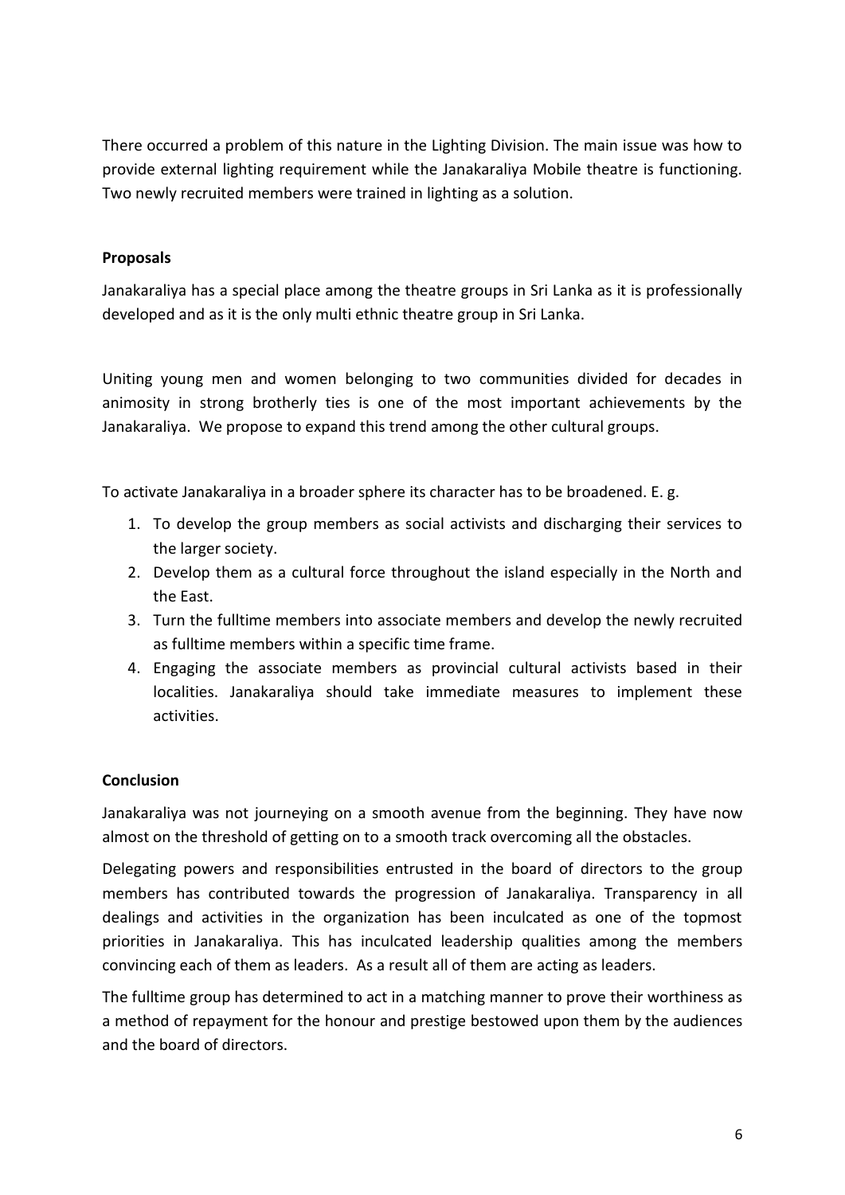There occurred a problem of this nature in the Lighting Division. The main issue was how to provide external lighting requirement while the Janakaraliya Mobile theatre is functioning. Two newly recruited members were trained in lighting as a solution.

**Proposals**

Janakaraliya has a special place among the theatre groups in Sri Lanka as it is professionally developed and as it is the only multi ethnic theatre group in Sri Lanka.

Uniting young men and women belonging to two communities divided for decades in animosity in strong brotherly ties is one of the most important achievements by the Janakaraliya. We propose to expand this trend among the other cultural groups.

To activate Janakaraliya in a broader sphere its character has to be broadened. E. g.

1. To develop the group members as social activists and discharging their services to the larger society.
2. Develop them as a cultural force throughout the island especially in the North and the East.
3. Turn the fulltime members into associate members and develop the newly recruited as fulltime members within a specific time frame.
4. Engaging the associate members as provincial cultural activists based in their localities. Janakaraliya should take immediate measures to implement these activities.

**Conclusion**

Janakaraliya was not journeying on a smooth avenue from the beginning. They have now almost on the threshold of getting on to a smooth track overcoming all the obstacles.

Delegating powers and responsibilities entrusted in the board of directors to the group members has contributed towards the progression of Janakaraliya. Transparency in all dealings and activities in the organization has been inculcated as one of the topmost priorities in Janakaraliya. This has inculcated leadership qualities among the members convincing each of them as leaders. As a result all of them are acting as leaders.

The fulltime group has determined to act in a matching manner to prove their worthiness as a method of repayment for the honour and prestige bestowed upon them by the audiences and the board of directors.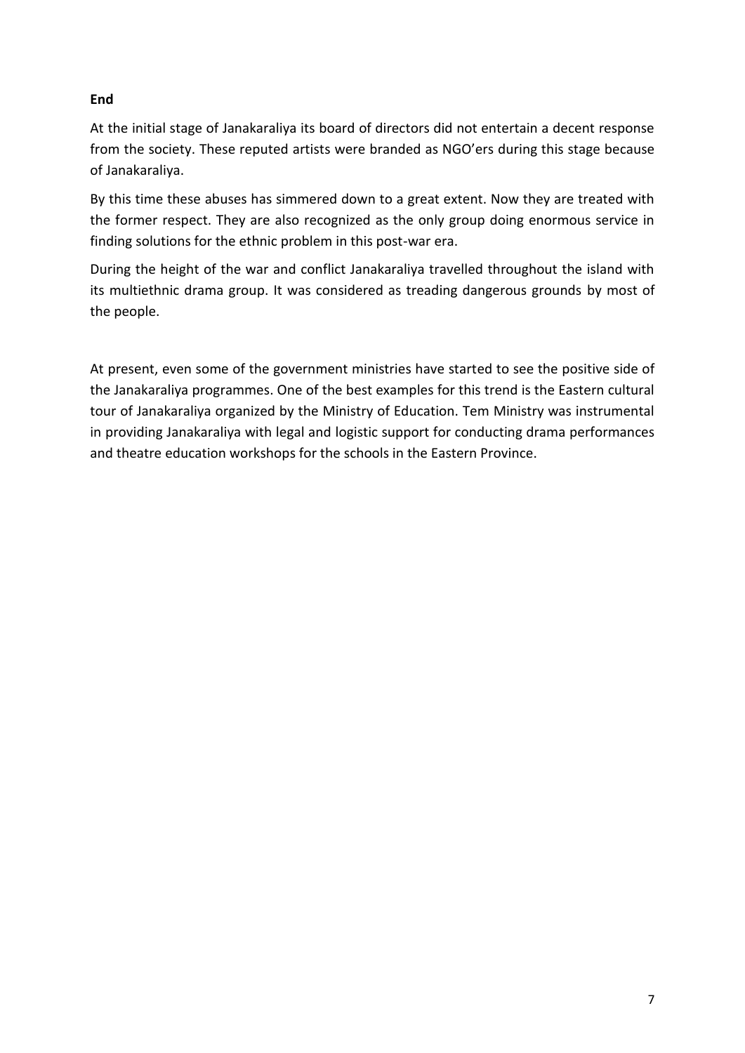**End**

At the initial stage of Janakaraliya its board of directors did not entertain a decent response from the society. These reputed artists were branded as NGO'ers during this stage because of Janakaraliya.

By this time these abuses has simmered down to a great extent. Now they are treated with the former respect. They are also recognized as the only group doing enormous service in finding solutions for the ethnic problem in this post-war era.

During the height of the war and conflict Janakaraliya travelled throughout the island with its multiethnic drama group. It was considered as treading dangerous grounds by most of the people.

At present, even some of the government ministries have started to see the positive side of the Janakaraliya programmes. One of the best examples for this trend is the Eastern cultural tour of Janakaraliya organized by the Ministry of Education. Tem Ministry was instrumental in providing Janakaraliya with legal and logistic support for conducting drama performances and theatre education workshops for the schools in the Eastern Province.